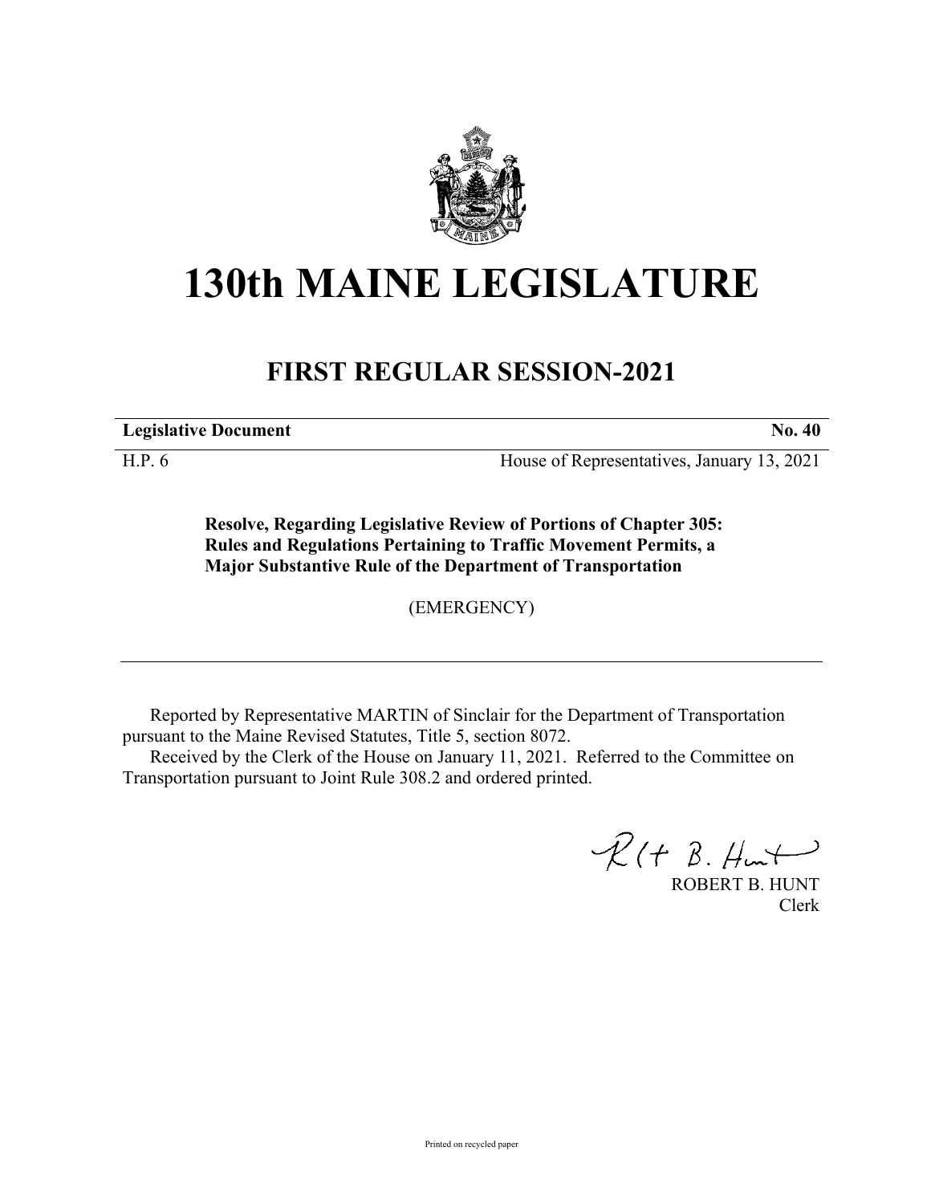# 130th MAINE LEGISLATURE

## FIRST REGULAR SESSION-2021

**Legislative Document** **No. 40**

H.P. 6 House of Representatives, January 13, 2021

**Resolve, Regarding Legislative Review of Portions of Chapter 305: Rules and Regulations Pertaining to Traffic Movement Permits, a Major Substantive Rule of the Department of Transportation**

(EMERGENCY)

Reported by Representative MARTIN of Sinclair for the Department of Transportation pursuant to the Maine Revised Statutes, Title 5, section 8072.

Received by the Clerk of the House on January 11, 2021. Referred to the Committee on Transportation pursuant to Joint Rule 308.2 and ordered printed.

ROBERT B. HUNT
Clerk

Printed on recycled paper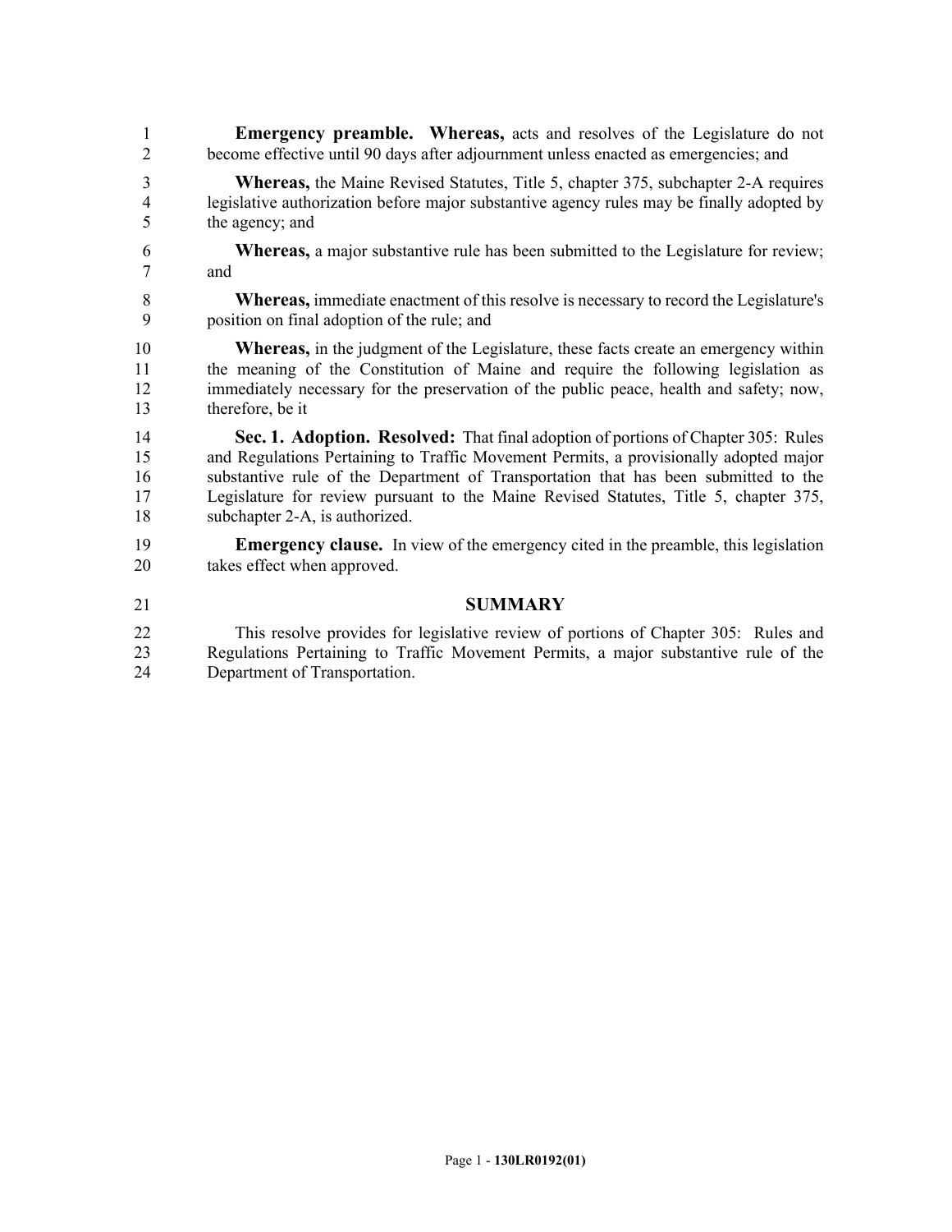**Emergency preamble. Whereas,** acts and resolves of the Legislature do not become effective until 90 days after adjournment unless enacted as emergencies; and

**Whereas,** the Maine Revised Statutes, Title 5, chapter 375, subchapter 2-A requires legislative authorization before major substantive agency rules may be finally adopted by the agency; and

**Whereas,** a major substantive rule has been submitted to the Legislature for review; and

**Whereas,** immediate enactment of this resolve is necessary to record the Legislature's position on final adoption of the rule; and

**Whereas,** in the judgment of the Legislature, these facts create an emergency within the meaning of the Constitution of Maine and require the following legislation as immediately necessary for the preservation of the public peace, health and safety; now, therefore, be it

**Sec. 1. Adoption. Resolved:** That final adoption of portions of Chapter 305: Rules and Regulations Pertaining to Traffic Movement Permits, a provisionally adopted major substantive rule of the Department of Transportation that has been submitted to the Legislature for review pursuant to the Maine Revised Statutes, Title 5, chapter 375, subchapter 2-A, is authorized.

**Emergency clause.** In view of the emergency cited in the preamble, this legislation takes effect when approved.

## SUMMARY

This resolve provides for legislative review of portions of Chapter 305: Rules and Regulations Pertaining to Traffic Movement Permits, a major substantive rule of the Department of Transportation.